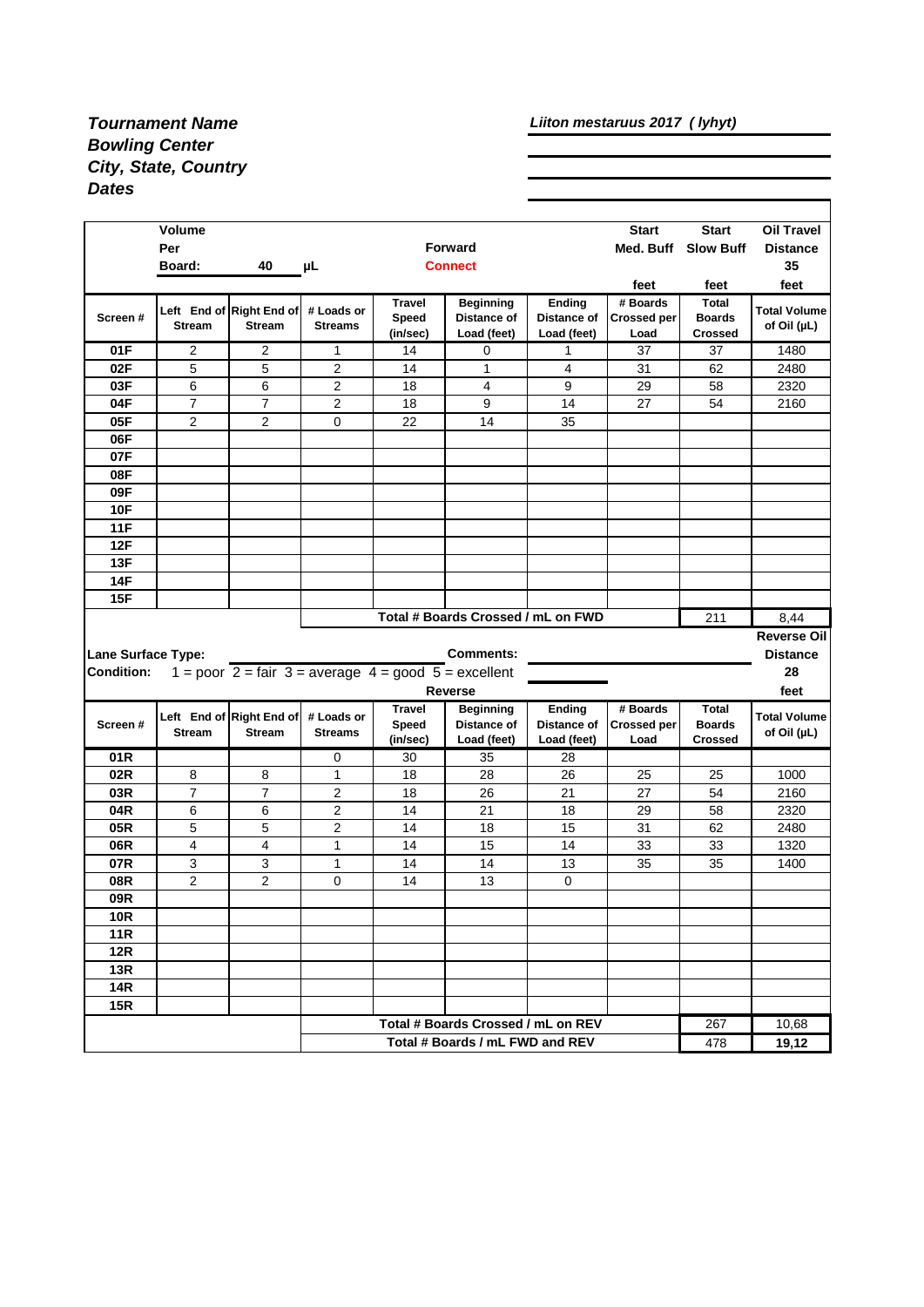***Tournament Name*** — ***Liiton mestaruus 2017 ( lyhyt)***
***Bowling Center***
***City, State, Country***
***Dates***

| | Volume Per Board: | 40 | μL | | Forward Connect | | Start Med. Buff | Start Slow Buff | Oil Travel Distance 35 |
|---|---|---|---|---|---|---|---|---|---|
| | | | | | | | feet | feet | feet |
| **Screen #** | **Left End of Stream** | **Right End of Stream** | **# Loads or Streams** | **Travel Speed (in/sec)** | **Beginning Distance of Load (feet)** | **Ending Distance of Load (feet)** | **# Boards Crossed per Load** | **Total Boards Crossed** | **Total Volume of Oil (μL)** |
| **01F** | 2 | 2 | 1 | 14 | 0 | 1 | 37 | 37 | 1480 |
| **02F** | 5 | 5 | 2 | 14 | 1 | 4 | 31 | 62 | 2480 |
| **03F** | 6 | 6 | 2 | 18 | 4 | 9 | 29 | 58 | 2320 |
| **04F** | 7 | 7 | 2 | 18 | 9 | 14 | 27 | 54 | 2160 |
| **05F** | 2 | 2 | 0 | 22 | 14 | 35 | | | |
| **06F** | | | | | | | | | |
| **07F** | | | | | | | | | |
| **08F** | | | | | | | | | |
| **09F** | | | | | | | | | |
| **10F** | | | | | | | | | |
| **11F** | | | | | | | | | |
| **12F** | | | | | | | | | |
| **13F** | | | | | | | | | |
| **14F** | | | | | | | | | |
| **15F** | | | | | | | | | |
| | | | **Total # Boards Crossed / mL on FWD** | | | | | 211 | 8,44 |

**Lane Surface Type:** — **Comments:**

**Condition:** 1 = poor 2 = fair 3 = average 4 = good 5 = excellent

**Reverse Oil Distance** 28 feet

| **Reverse** | | | | | | | | | |
|---|---|---|---|---|---|---|---|---|---|
| **Screen #** | **Left End of Stream** | **Right End of Stream** | **# Loads or Streams** | **Travel Speed (in/sec)** | **Beginning Distance of Load (feet)** | **Ending Distance of Load (feet)** | **# Boards Crossed per Load** | **Total Boards Crossed** | **Total Volume of Oil (μL)** |
| **01R** | | | 0 | 30 | 35 | 28 | | | |
| **02R** | 8 | 8 | 1 | 18 | 28 | 26 | 25 | 25 | 1000 |
| **03R** | 7 | 7 | 2 | 18 | 26 | 21 | 27 | 54 | 2160 |
| **04R** | 6 | 6 | 2 | 14 | 21 | 18 | 29 | 58 | 2320 |
| **05R** | 5 | 5 | 2 | 14 | 18 | 15 | 31 | 62 | 2480 |
| **06R** | 4 | 4 | 1 | 14 | 15 | 14 | 33 | 33 | 1320 |
| **07R** | 3 | 3 | 1 | 14 | 14 | 13 | 35 | 35 | 1400 |
| **08R** | 2 | 2 | 0 | 14 | 13 | 0 | | | |
| **09R** | | | | | | | | | |
| **10R** | | | | | | | | | |
| **11R** | | | | | | | | | |
| **12R** | | | | | | | | | |
| **13R** | | | | | | | | | |
| **14R** | | | | | | | | | |
| **15R** | | | | | | | | | |
| | | | **Total # Boards Crossed / mL on REV** | | | | | 267 | 10,68 |
| | | | **Total # Boards / mL FWD and REV** | | | | | 478 | **19,12** |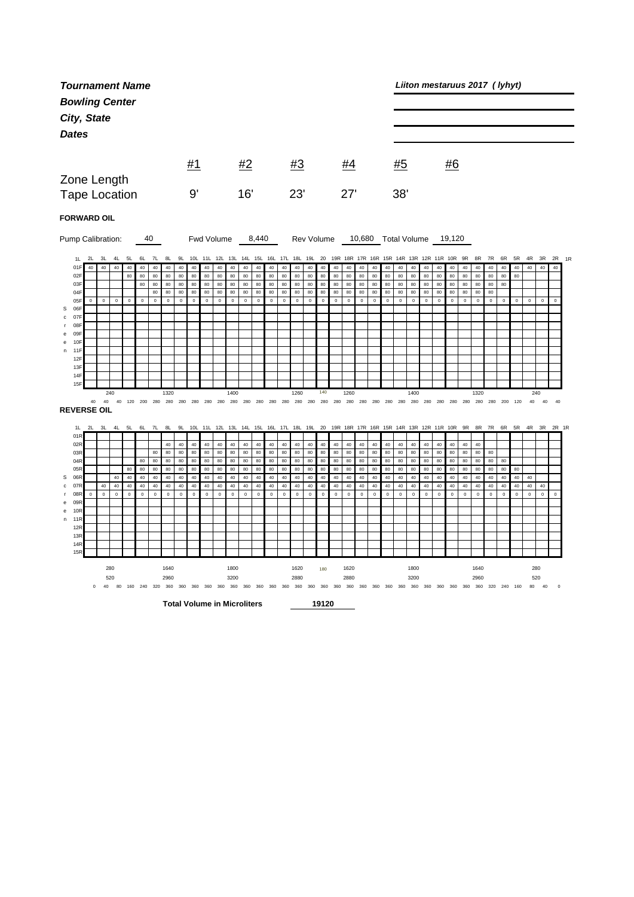***Tournament Name*** *Liiton mestaruus 2017 ( lyhyt)*

***Bowling Center***

***City, State***

***Dates***

| | #1 | #2 | #3 | #4 | #5 | #6 |
|---|---|---|---|---|---|---|
| Zone Length | | | | | | |
| Tape Location | 9' | 16' | 23' | 27' | 38' | |

**FORWARD OIL**

Pump Calibration: 40 Fwd Volume 8,440 Rev Volume 10,680 Total Volume 19,120

| | 2L | 3L | 4L | 5L | 6L | 7L | 8L | 9L | 10L | 11L | 12L | 13L | 14L | 15L | 16L | 17L | 18L | 19L | 20 | 19R | 18R | 17R | 16R | 15R | 14R | 13R | 12R | 11R | 10R | 9R | 8R | 7R | 6R | 5R | 4R | 3R | 2R |
|---|---|---|---|---|---|---|---|---|---|---|---|---|---|---|---|---|---|---|---|---|---|---|---|---|---|---|---|---|---|---|---|---|---|---|---|---|---|
| 01F | 40 | 40 | 40 | 40 | 40 | 40 | 40 | 40 | 40 | 40 | 40 | 40 | 40 | 40 | 40 | 40 | 40 | 40 | 40 | 40 | 40 | 40 | 40 | 40 | 40 | 40 | 40 | 40 | 40 | 40 | 40 | 40 | 40 | 40 | 40 | 40 | 40 |
| 02F | | | | 80 | 80 | 80 | 80 | 80 | 80 | 80 | 80 | 80 | 80 | 80 | 80 | 80 | 80 | 80 | 80 | 80 | 80 | 80 | 80 | 80 | 80 | 80 | 80 | 80 | 80 | 80 | 80 | 80 | 80 | 80 | | | |
| 03F | | | | | 80 | 80 | 80 | 80 | 80 | 80 | 80 | 80 | 80 | 80 | 80 | 80 | 80 | 80 | 80 | 80 | 80 | 80 | 80 | 80 | 80 | 80 | 80 | 80 | 80 | 80 | 80 | 80 | 80 | | | | |
| 04F | | | | | | 80 | 80 | 80 | 80 | 80 | 80 | 80 | 80 | 80 | 80 | 80 | 80 | 80 | 80 | 80 | 80 | 80 | 80 | 80 | 80 | 80 | 80 | 80 | 80 | 80 | 80 | 80 | | | | | |
| 05F | 0 | 0 | 0 | 0 | 0 | 0 | 0 | 0 | 0 | 0 | 0 | 0 | 0 | 0 | 0 | 0 | 0 | 0 | 0 | 0 | 0 | 0 | 0 | 0 | 0 | 0 | 0 | 0 | 0 | 0 | 0 | 0 | 0 | 0 | 0 | 0 | 0 |
| 06F | | | | | | | | | | | | | | | | | | | | | | | | | | | | | | | | | | | | | |
| 07F | | | | | | | | | | | | | | | | | | | | | | | | | | | | | | | | | | | | | |
| 08F | | | | | | | | | | | | | | | | | | | | | | | | | | | | | | | | | | | | | |
| 09F | | | | | | | | | | | | | | | | | | | | | | | | | | | | | | | | | | | | | |
| 10F | | | | | | | | | | | | | | | | | | | | | | | | | | | | | | | | | | | | | |
| 11F | | | | | | | | | | | | | | | | | | | | | | | | | | | | | | | | | | | | | |
| 12F | | | | | | | | | | | | | | | | | | | | | | | | | | | | | | | | | | | | | |
| 13F | | | | | | | | | | | | | | | | | | | | | | | | | | | | | | | | | | | | | |
| 14F | | | | | | | | | | | | | | | | | | | | | | | | | | | | | | | | | | | | | |
| 15F | | | | | | | | | | | | | | | | | | | | | | | | | | | | | | | | | | | | | |
| | 40 | 40 | 40 | 120 | 200 | 280 | 280 | 280 | 280 | 280 | 280 | 280 | 280 | 280 | 280 | 280 | 280 | 280 | 280 | 280 | 280 | 280 | 280 | 280 | 280 | 280 | 280 | 280 | 280 | 280 | 280 | 280 | 200 | 120 | 40 | 40 | 40 |

240 1320 1400 1260 140 1260 1400 1320 240

**REVERSE OIL**

| | 2L | 3L | 4L | 5L | 6L | 7L | 8L | 9L | 10L | 11L | 12L | 13L | 14L | 15L | 16L | 17L | 18L | 19L | 20 | 19R | 18R | 17R | 16R | 15R | 14R | 13R | 12R | 11R | 10R | 9R | 8R | 7R | 6R | 5R | 4R | 3R | 2R |
|---|---|---|---|---|---|---|---|---|---|---|---|---|---|---|---|---|---|---|---|---|---|---|---|---|---|---|---|---|---|---|---|---|---|---|---|---|---|
| 01R | | | | | | | | | | | | | | | | | | | | | | | | | | | | | | | | | | | | | |
| 02R | | | | | | | 40 | 40 | 40 | 40 | 40 | 40 | 40 | 40 | 40 | 40 | 40 | 40 | 40 | 40 | 40 | 40 | 40 | 40 | 40 | 40 | 40 | 40 | 40 | 40 | 40 | | | | | | |
| 03R | | | | | | 80 | 80 | 80 | 80 | 80 | 80 | 80 | 80 | 80 | 80 | 80 | 80 | 80 | 80 | 80 | 80 | 80 | 80 | 80 | 80 | 80 | 80 | 80 | 80 | 80 | 80 | 80 | | | | | |
| 04R | | | | | 80 | 80 | 80 | 80 | 80 | 80 | 80 | 80 | 80 | 80 | 80 | 80 | 80 | 80 | 80 | 80 | 80 | 80 | 80 | 80 | 80 | 80 | 80 | 80 | 80 | 80 | 80 | 80 | 80 | | | | |
| 05R | | | | 80 | 80 | 80 | 80 | 80 | 80 | 80 | 80 | 80 | 80 | 80 | 80 | 80 | 80 | 80 | 80 | 80 | 80 | 80 | 80 | 80 | 80 | 80 | 80 | 80 | 80 | 80 | 80 | 80 | 80 | 80 | | | |
| 06R | | | 40 | 40 | 40 | 40 | 40 | 40 | 40 | 40 | 40 | 40 | 40 | 40 | 40 | 40 | 40 | 40 | 40 | 40 | 40 | 40 | 40 | 40 | 40 | 40 | 40 | 40 | 40 | 40 | 40 | 40 | 40 | 40 | 40 | | |
| 07R | | 40 | 40 | 40 | 40 | 40 | 40 | 40 | 40 | 40 | 40 | 40 | 40 | 40 | 40 | 40 | 40 | 40 | 40 | 40 | 40 | 40 | 40 | 40 | 40 | 40 | 40 | 40 | 40 | 40 | 40 | 40 | 40 | 40 | 40 | 40 | |
| 08R | 0 | 0 | 0 | 0 | 0 | 0 | 0 | 0 | 0 | 0 | 0 | 0 | 0 | 0 | 0 | 0 | 0 | 0 | 0 | 0 | 0 | 0 | 0 | 0 | 0 | 0 | 0 | 0 | 0 | 0 | 0 | 0 | 0 | 0 | 0 | 0 | 0 |
| 09R | | | | | | | | | | | | | | | | | | | | | | | | | | | | | | | | | | | | | |
| 10R | | | | | | | | | | | | | | | | | | | | | | | | | | | | | | | | | | | | | |
| 11R | | | | | | | | | | | | | | | | | | | | | | | | | | | | | | | | | | | | | |
| 12R | | | | | | | | | | | | | | | | | | | | | | | | | | | | | | | | | | | | | |
| 13R | | | | | | | | | | | | | | | | | | | | | | | | | | | | | | | | | | | | | |
| 14R | | | | | | | | | | | | | | | | | | | | | | | | | | | | | | | | | | | | | |
| 15R | | | | | | | | | | | | | | | | | | | | | | | | | | | | | | | | | | | | | |
| | 0 | 40 | 80 | 160 | 240 | 320 | 360 | 360 | 360 | 360 | 360 | 360 | 360 | 360 | 360 | 360 | 360 | 360 | 360 | 360 | 360 | 360 | 360 | 360 | 360 | 360 | 360 | 360 | 360 | 360 | 360 | 320 | 240 | 160 | 80 | 40 | 0 |

280 1640 1800 1620 180 1620 1800 1640 280

520 2960 3200 2880 2880 3200 2960 520

**Total Volume in Microliters** 19120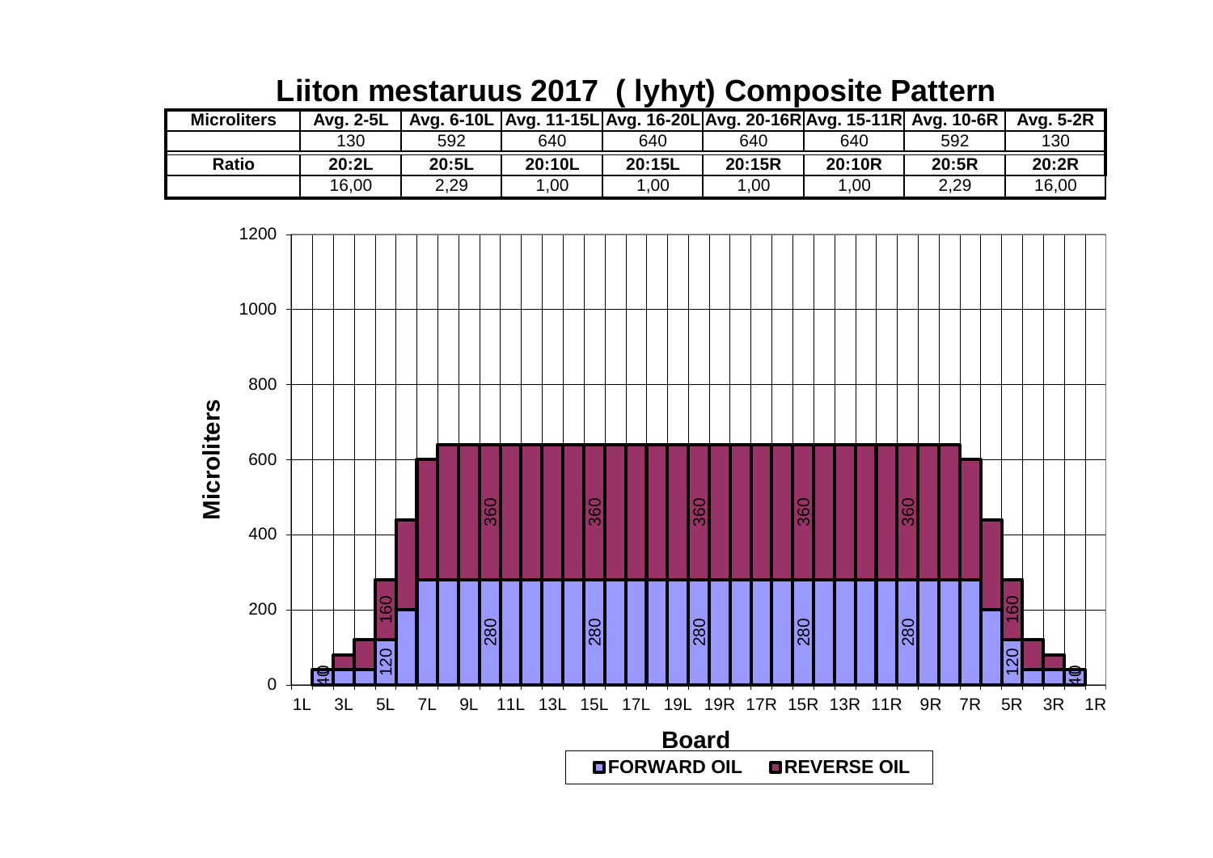# Liiton mestaruus 2017 ( lyhyt) Composite Pattern

| Microliters | Avg. 2-5L | Avg. 6-10L | Avg. 11-15L | Avg. 16-20L | Avg. 20-16R | Avg. 15-11R | Avg. 10-6R | Avg. 5-2R |
|---|---|---|---|---|---|---|---|---|
| | 130 | 592 | 640 | 640 | 640 | 640 | 592 | 130 |
| **Ratio** | **20:2L** | **20:5L** | **20:10L** | **20:15L** | **20:15R** | **20:10R** | **20:5R** | **20:2R** |
| | 16,00 | 2,29 | 1,00 | 1,00 | 1,00 | 1,00 | 2,29 | 16,00 |

Microliters

Board

FORWARD OIL REVERSE OIL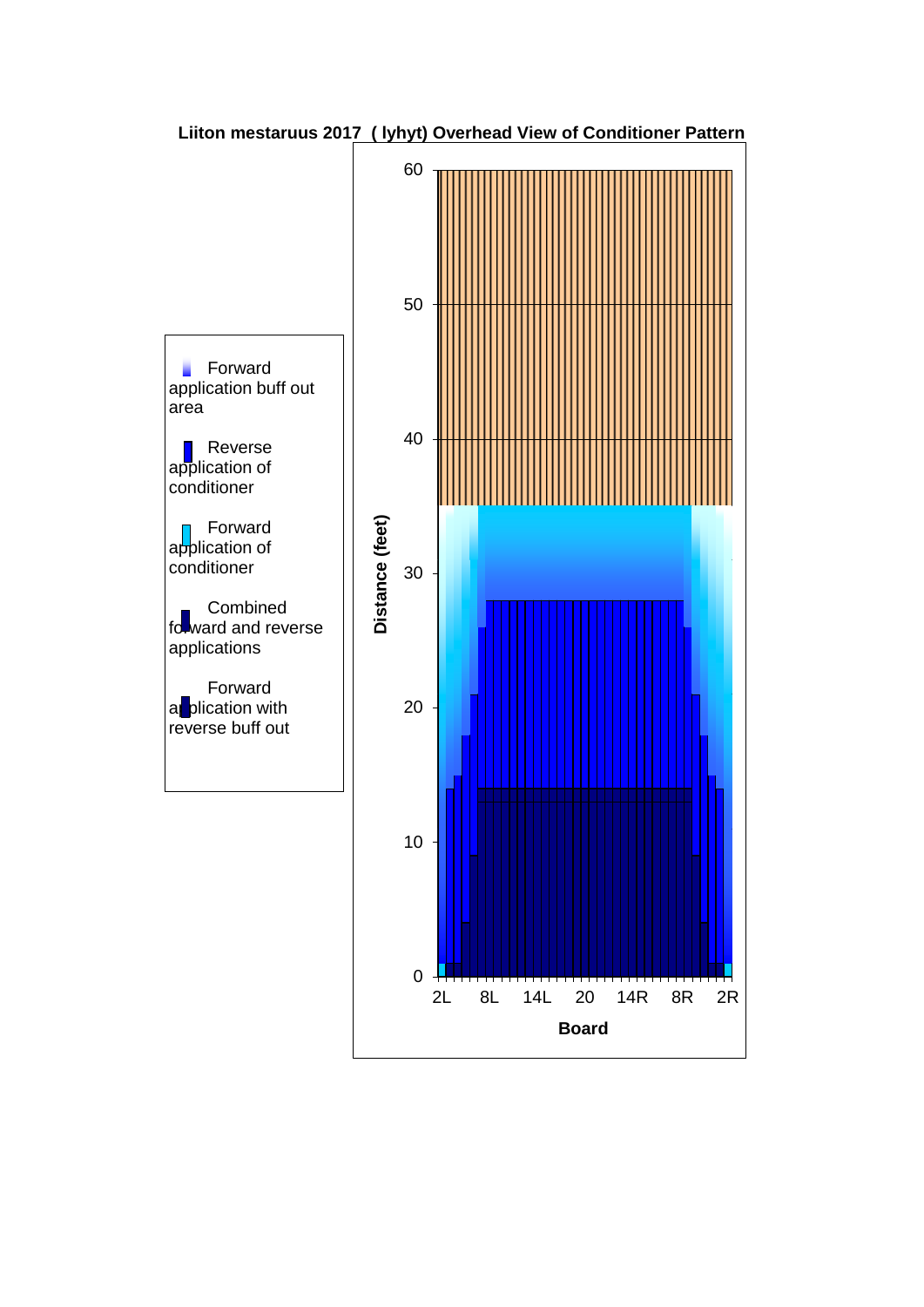**Liiton mestaruus 2017 ( lyhyt) Overhead View of Conditioner Pattern**

Forward application buff out area

Reverse application of conditioner

Forward application of conditioner

Combined forward and reverse applications

Forward application with reverse buff out

Distance (feet)

60
50
40
30
20
10
0

2L 8L 14L 20 14R 8R 2R

Board